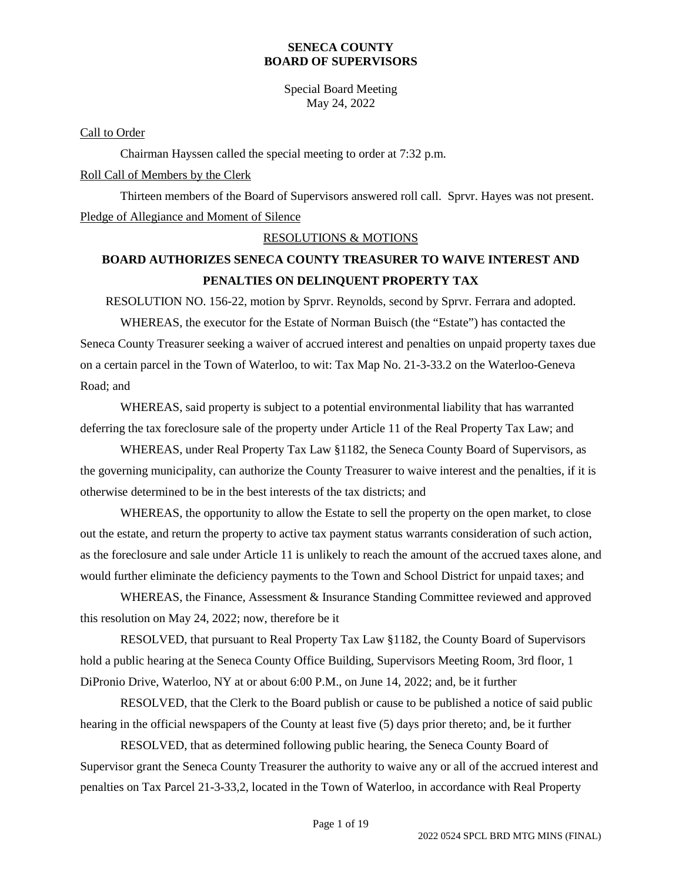# SENECA COUNTY
# BOARD OF SUPERVISORS

Special Board Meeting
May 24, 2022

Call to Order

Chairman Hayssen called the special meeting to order at 7:32 p.m.

Roll Call of Members by the Clerk

Thirteen members of the Board of Supervisors answered roll call. Sprvr. Hayes was not present.

Pledge of Allegiance and Moment of Silence

RESOLUTIONS & MOTIONS

## BOARD AUTHORIZES SENECA COUNTY TREASURER TO WAIVE INTEREST AND PENALTIES ON DELINQUENT PROPERTY TAX

RESOLUTION NO. 156-22, motion by Sprvr. Reynolds, second by Sprvr. Ferrara and adopted.

WHEREAS, the executor for the Estate of Norman Buisch (the "Estate") has contacted the Seneca County Treasurer seeking a waiver of accrued interest and penalties on unpaid property taxes due on a certain parcel in the Town of Waterloo, to wit: Tax Map No. 21-3-33.2 on the Waterloo-Geneva Road; and

WHEREAS, said property is subject to a potential environmental liability that has warranted deferring the tax foreclosure sale of the property under Article 11 of the Real Property Tax Law; and

WHEREAS, under Real Property Tax Law §1182, the Seneca County Board of Supervisors, as the governing municipality, can authorize the County Treasurer to waive interest and the penalties, if it is otherwise determined to be in the best interests of the tax districts; and

WHEREAS, the opportunity to allow the Estate to sell the property on the open market, to close out the estate, and return the property to active tax payment status warrants consideration of such action, as the foreclosure and sale under Article 11 is unlikely to reach the amount of the accrued taxes alone, and would further eliminate the deficiency payments to the Town and School District for unpaid taxes; and

WHEREAS, the Finance, Assessment & Insurance Standing Committee reviewed and approved this resolution on May 24, 2022; now, therefore be it

RESOLVED, that pursuant to Real Property Tax Law §1182, the County Board of Supervisors hold a public hearing at the Seneca County Office Building, Supervisors Meeting Room, 3rd floor, 1 DiPronio Drive, Waterloo, NY at or about 6:00 P.M., on June 14, 2022; and, be it further

RESOLVED, that the Clerk to the Board publish or cause to be published a notice of said public hearing in the official newspapers of the County at least five (5) days prior thereto; and, be it further

RESOLVED, that as determined following public hearing, the Seneca County Board of Supervisor grant the Seneca County Treasurer the authority to waive any or all of the accrued interest and penalties on Tax Parcel 21-3-33,2, located in the Town of Waterloo, in accordance with Real Property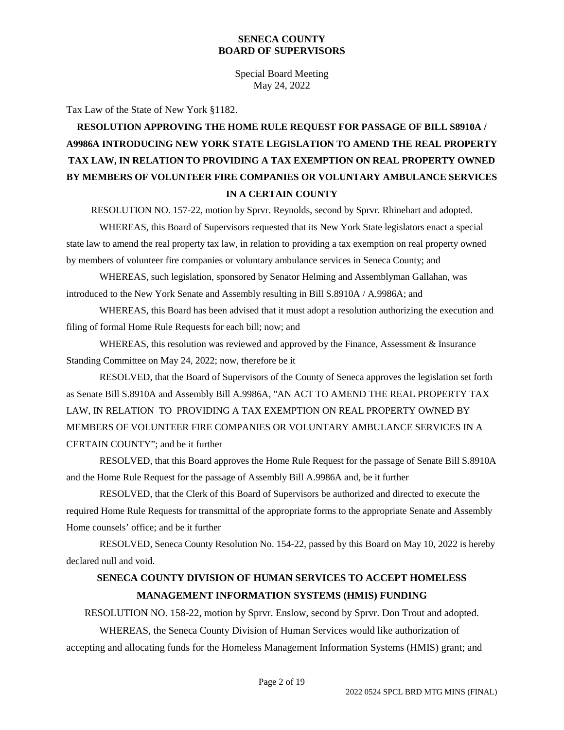Tax Law of the State of New York §1182.

**RESOLUTION APPROVING THE HOME RULE REQUEST FOR PASSAGE OF BILL S8910A / A9986A INTRODUCING NEW YORK STATE LEGISLATION TO AMEND THE REAL PROPERTY TAX LAW, IN RELATION TO PROVIDING A TAX EXEMPTION ON REAL PROPERTY OWNED BY MEMBERS OF VOLUNTEER FIRE COMPANIES OR VOLUNTARY AMBULANCE SERVICES IN A CERTAIN COUNTY**

RESOLUTION NO. 157-22, motion by Sprvr. Reynolds, second by Sprvr. Rhinehart and adopted.

WHEREAS, this Board of Supervisors requested that its New York State legislators enact a special state law to amend the real property tax law, in relation to providing a tax exemption on real property owned by members of volunteer fire companies or voluntary ambulance services in Seneca County; and

WHEREAS, such legislation, sponsored by Senator Helming and Assemblyman Gallahan, was introduced to the New York Senate and Assembly resulting in Bill S.8910A / A.9986A; and

WHEREAS, this Board has been advised that it must adopt a resolution authorizing the execution and filing of formal Home Rule Requests for each bill; now; and

WHEREAS, this resolution was reviewed and approved by the Finance, Assessment & Insurance Standing Committee on May 24, 2022; now, therefore be it

RESOLVED, that the Board of Supervisors of the County of Seneca approves the legislation set forth as Senate Bill S.8910A and Assembly Bill A.9986A, "AN ACT TO AMEND THE REAL PROPERTY TAX LAW, IN RELATION TO PROVIDING A TAX EXEMPTION ON REAL PROPERTY OWNED BY MEMBERS OF VOLUNTEER FIRE COMPANIES OR VOLUNTARY AMBULANCE SERVICES IN A CERTAIN COUNTY"; and be it further

RESOLVED, that this Board approves the Home Rule Request for the passage of Senate Bill S.8910A and the Home Rule Request for the passage of Assembly Bill A.9986A and, be it further

RESOLVED, that the Clerk of this Board of Supervisors be authorized and directed to execute the required Home Rule Requests for transmittal of the appropriate forms to the appropriate Senate and Assembly Home counsels' office; and be it further

RESOLVED, Seneca County Resolution No. 154-22, passed by this Board on May 10, 2022 is hereby declared null and void.

**SENECA COUNTY DIVISION OF HUMAN SERVICES TO ACCEPT HOMELESS MANAGEMENT INFORMATION SYSTEMS (HMIS) FUNDING**

RESOLUTION NO. 158-22, motion by Sprvr. Enslow, second by Sprvr. Don Trout and adopted.

WHEREAS, the Seneca County Division of Human Services would like authorization of accepting and allocating funds for the Homeless Management Information Systems (HMIS) grant; and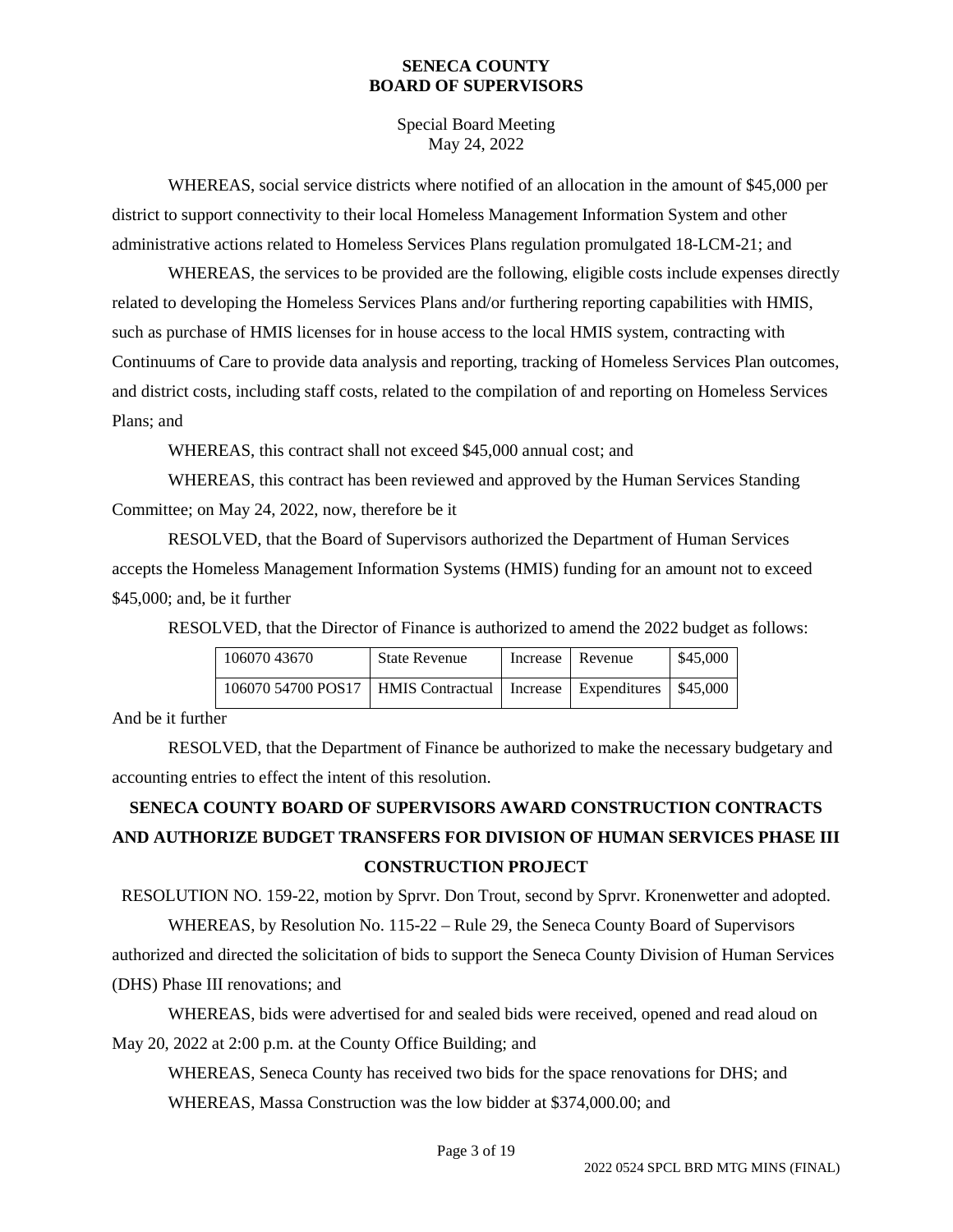**SENECA COUNTY**
**BOARD OF SUPERVISORS**

Special Board Meeting
May 24, 2022

WHEREAS, social service districts where notified of an allocation in the amount of $45,000 per district to support connectivity to their local Homeless Management Information System and other administrative actions related to Homeless Services Plans regulation promulgated 18-LCM-21; and

WHEREAS, the services to be provided are the following, eligible costs include expenses directly related to developing the Homeless Services Plans and/or furthering reporting capabilities with HMIS, such as purchase of HMIS licenses for in house access to the local HMIS system, contracting with Continuums of Care to provide data analysis and reporting, tracking of Homeless Services Plan outcomes, and district costs, including staff costs, related to the compilation of and reporting on Homeless Services Plans; and

WHEREAS, this contract shall not exceed $45,000 annual cost; and

WHEREAS, this contract has been reviewed and approved by the Human Services Standing Committee; on May 24, 2022, now, therefore be it

RESOLVED, that the Board of Supervisors authorized the Department of Human Services accepts the Homeless Management Information Systems (HMIS) funding for an amount not to exceed $45,000; and, be it further

RESOLVED, that the Director of Finance is authorized to amend the 2022 budget as follows:

| | | | | |
|---|---|---|---|---|
| 106070 43670 | State Revenue | Increase | Revenue | $45,000 |
| 106070 54700 POS17 | HMIS Contractual | Increase | Expenditures | $45,000 |

And be it further

RESOLVED, that the Department of Finance be authorized to make the necessary budgetary and accounting entries to effect the intent of this resolution.

## SENECA COUNTY BOARD OF SUPERVISORS AWARD CONSTRUCTION CONTRACTS AND AUTHORIZE BUDGET TRANSFERS FOR DIVISION OF HUMAN SERVICES PHASE III CONSTRUCTION PROJECT

RESOLUTION NO. 159-22, motion by Sprvr. Don Trout, second by Sprvr. Kronenwetter and adopted.

WHEREAS, by Resolution No. 115-22 – Rule 29, the Seneca County Board of Supervisors authorized and directed the solicitation of bids to support the Seneca County Division of Human Services (DHS) Phase III renovations; and

WHEREAS, bids were advertised for and sealed bids were received, opened and read aloud on May 20, 2022 at 2:00 p.m. at the County Office Building; and

WHEREAS, Seneca County has received two bids for the space renovations for DHS; and

WHEREAS, Massa Construction was the low bidder at $374,000.00; and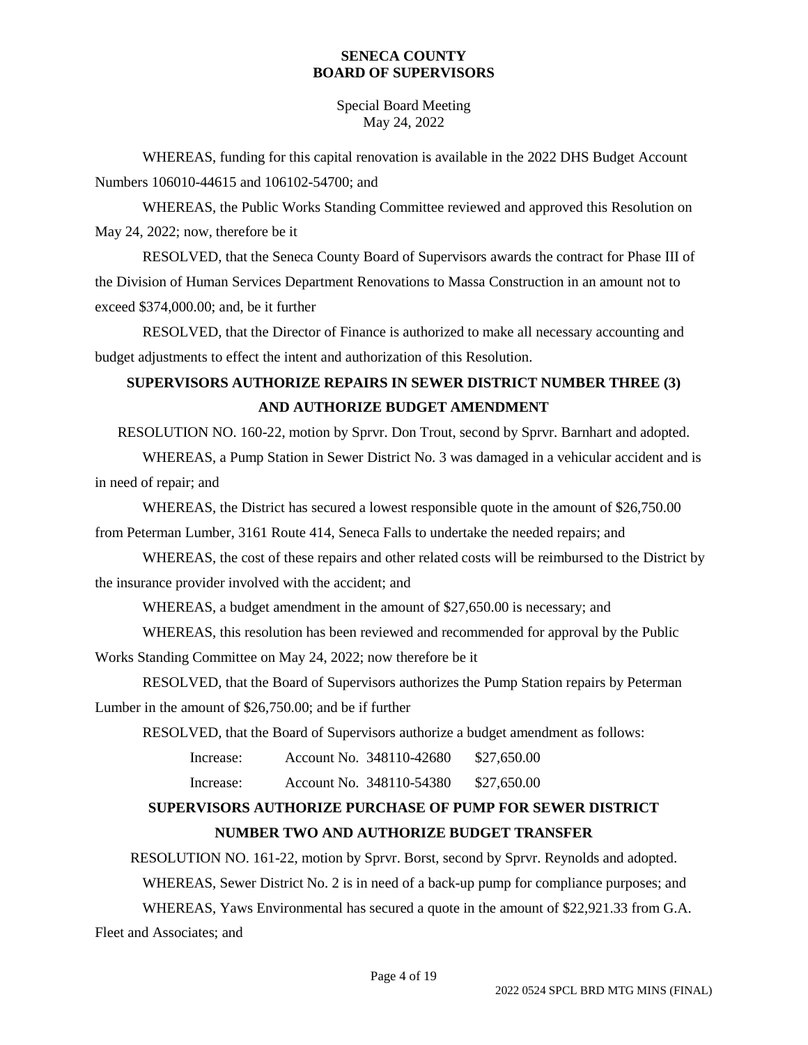WHEREAS, funding for this capital renovation is available in the 2022 DHS Budget Account Numbers 106010-44615 and 106102-54700; and

WHEREAS, the Public Works Standing Committee reviewed and approved this Resolution on May 24, 2022; now, therefore be it

RESOLVED, that the Seneca County Board of Supervisors awards the contract for Phase III of the Division of Human Services Department Renovations to Massa Construction in an amount not to exceed $374,000.00; and, be it further

RESOLVED, that the Director of Finance is authorized to make all necessary accounting and budget adjustments to effect the intent and authorization of this Resolution.

## SUPERVISORS AUTHORIZE REPAIRS IN SEWER DISTRICT NUMBER THREE (3) AND AUTHORIZE BUDGET AMENDMENT

RESOLUTION NO. 160-22, motion by Sprvr. Don Trout, second by Sprvr. Barnhart and adopted.

WHEREAS, a Pump Station in Sewer District No. 3 was damaged in a vehicular accident and is in need of repair; and

WHEREAS, the District has secured a lowest responsible quote in the amount of $26,750.00 from Peterman Lumber, 3161 Route 414, Seneca Falls to undertake the needed repairs; and

WHEREAS, the cost of these repairs and other related costs will be reimbursed to the District by the insurance provider involved with the accident; and

WHEREAS, a budget amendment in the amount of $27,650.00 is necessary; and

WHEREAS, this resolution has been reviewed and recommended for approval by the Public Works Standing Committee on May 24, 2022; now therefore be it

RESOLVED, that the Board of Supervisors authorizes the Pump Station repairs by Peterman Lumber in the amount of $26,750.00; and be if further

RESOLVED, that the Board of Supervisors authorize a budget amendment as follows:

| | | |
|---|---|---|
| Increase: | Account No. 348110-42680 | $27,650.00 |
| Increase: | Account No. 348110-54380 | $27,650.00 |

## SUPERVISORS AUTHORIZE PURCHASE OF PUMP FOR SEWER DISTRICT NUMBER TWO AND AUTHORIZE BUDGET TRANSFER

RESOLUTION NO. 161-22, motion by Sprvr. Borst, second by Sprvr. Reynolds and adopted.

WHEREAS, Sewer District No. 2 is in need of a back-up pump for compliance purposes; and

WHEREAS, Yaws Environmental has secured a quote in the amount of $22,921.33 from G.A. Fleet and Associates; and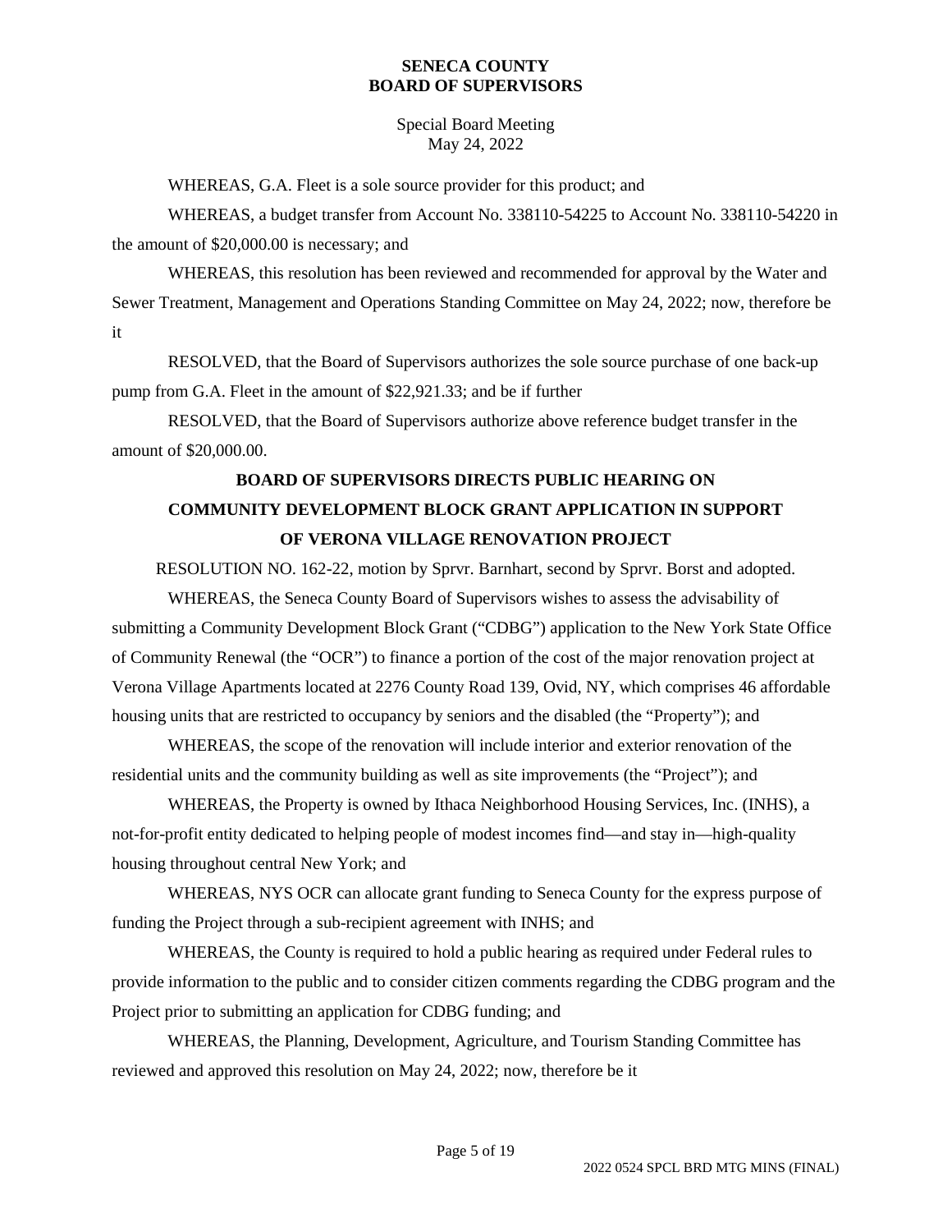WHEREAS, G.A. Fleet is a sole source provider for this product; and

WHEREAS, a budget transfer from Account No. 338110-54225 to Account No. 338110-54220 in the amount of $20,000.00 is necessary; and

WHEREAS, this resolution has been reviewed and recommended for approval by the Water and Sewer Treatment, Management and Operations Standing Committee on May 24, 2022; now, therefore be it

RESOLVED, that the Board of Supervisors authorizes the sole source purchase of one back-up pump from G.A. Fleet in the amount of $22,921.33; and be if further

RESOLVED, that the Board of Supervisors authorize above reference budget transfer in the amount of $20,000.00.

## BOARD OF SUPERVISORS DIRECTS PUBLIC HEARING ON COMMUNITY DEVELOPMENT BLOCK GRANT APPLICATION IN SUPPORT OF VERONA VILLAGE RENOVATION PROJECT

RESOLUTION NO. 162-22, motion by Sprvr. Barnhart, second by Sprvr. Borst and adopted.

WHEREAS, the Seneca County Board of Supervisors wishes to assess the advisability of submitting a Community Development Block Grant ("CDBG") application to the New York State Office of Community Renewal (the "OCR") to finance a portion of the cost of the major renovation project at Verona Village Apartments located at 2276 County Road 139, Ovid, NY, which comprises 46 affordable housing units that are restricted to occupancy by seniors and the disabled (the "Property"); and

WHEREAS, the scope of the renovation will include interior and exterior renovation of the residential units and the community building as well as site improvements (the "Project"); and

WHEREAS, the Property is owned by Ithaca Neighborhood Housing Services, Inc. (INHS), a not-for-profit entity dedicated to helping people of modest incomes find—and stay in—high-quality housing throughout central New York; and

WHEREAS, NYS OCR can allocate grant funding to Seneca County for the express purpose of funding the Project through a sub-recipient agreement with INHS; and

WHEREAS, the County is required to hold a public hearing as required under Federal rules to provide information to the public and to consider citizen comments regarding the CDBG program and the Project prior to submitting an application for CDBG funding; and

WHEREAS, the Planning, Development, Agriculture, and Tourism Standing Committee has reviewed and approved this resolution on May 24, 2022; now, therefore be it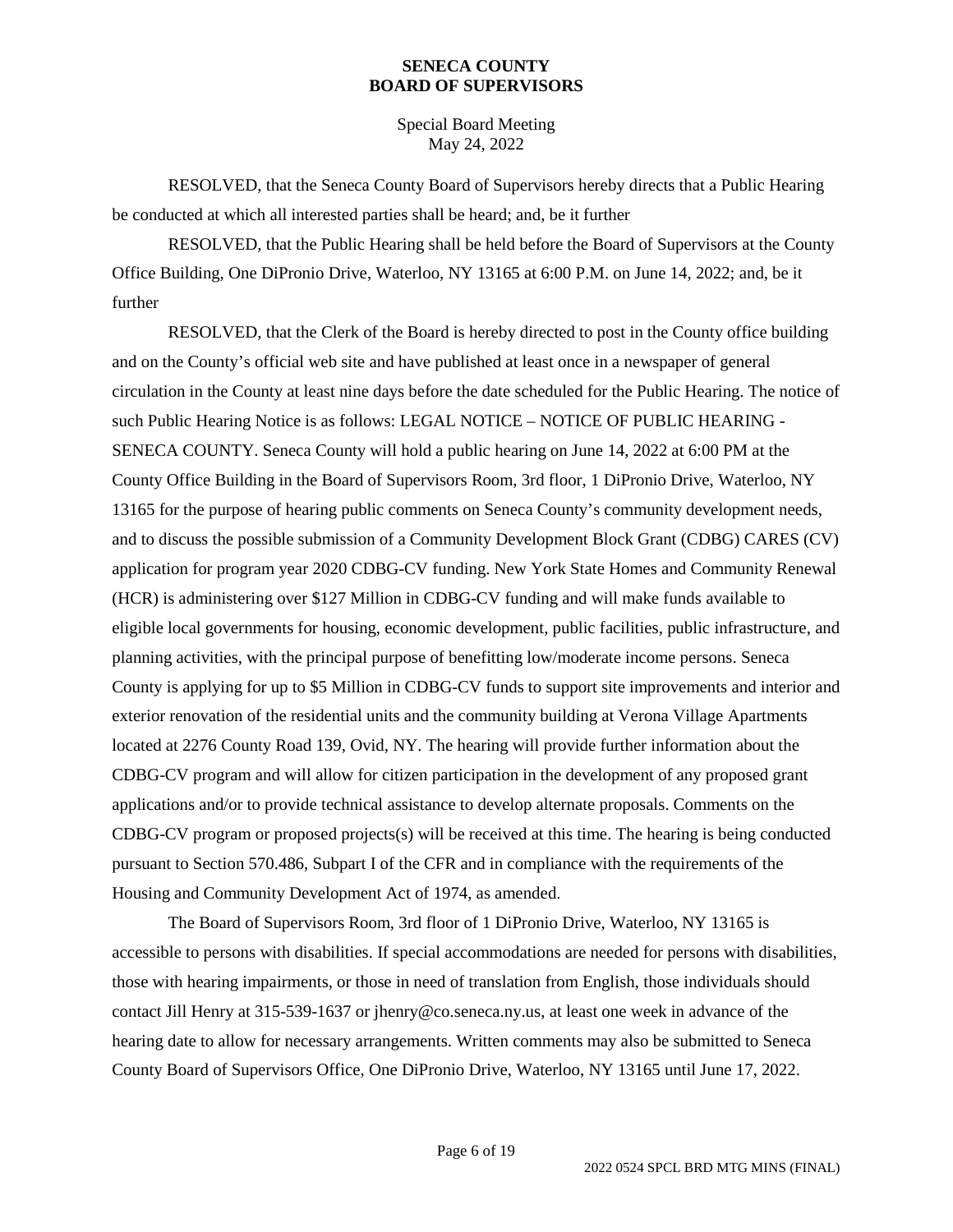RESOLVED, that the Seneca County Board of Supervisors hereby directs that a Public Hearing be conducted at which all interested parties shall be heard; and, be it further

RESOLVED, that the Public Hearing shall be held before the Board of Supervisors at the County Office Building, One DiPronio Drive, Waterloo, NY 13165 at 6:00 P.M. on June 14, 2022; and, be it further

RESOLVED, that the Clerk of the Board is hereby directed to post in the County office building and on the County's official web site and have published at least once in a newspaper of general circulation in the County at least nine days before the date scheduled for the Public Hearing. The notice of such Public Hearing Notice is as follows: LEGAL NOTICE – NOTICE OF PUBLIC HEARING - SENECA COUNTY. Seneca County will hold a public hearing on June 14, 2022 at 6:00 PM at the County Office Building in the Board of Supervisors Room, 3rd floor, 1 DiPronio Drive, Waterloo, NY 13165 for the purpose of hearing public comments on Seneca County's community development needs, and to discuss the possible submission of a Community Development Block Grant (CDBG) CARES (CV) application for program year 2020 CDBG-CV funding. New York State Homes and Community Renewal (HCR) is administering over $127 Million in CDBG-CV funding and will make funds available to eligible local governments for housing, economic development, public facilities, public infrastructure, and planning activities, with the principal purpose of benefitting low/moderate income persons. Seneca County is applying for up to $5 Million in CDBG-CV funds to support site improvements and interior and exterior renovation of the residential units and the community building at Verona Village Apartments located at 2276 County Road 139, Ovid, NY. The hearing will provide further information about the CDBG-CV program and will allow for citizen participation in the development of any proposed grant applications and/or to provide technical assistance to develop alternate proposals. Comments on the CDBG-CV program or proposed projects(s) will be received at this time. The hearing is being conducted pursuant to Section 570.486, Subpart I of the CFR and in compliance with the requirements of the Housing and Community Development Act of 1974, as amended.

The Board of Supervisors Room, 3rd floor of 1 DiPronio Drive, Waterloo, NY 13165 is accessible to persons with disabilities. If special accommodations are needed for persons with disabilities, those with hearing impairments, or those in need of translation from English, those individuals should contact Jill Henry at 315-539-1637 or jhenry@co.seneca.ny.us, at least one week in advance of the hearing date to allow for necessary arrangements. Written comments may also be submitted to Seneca County Board of Supervisors Office, One DiPronio Drive, Waterloo, NY 13165 until June 17, 2022.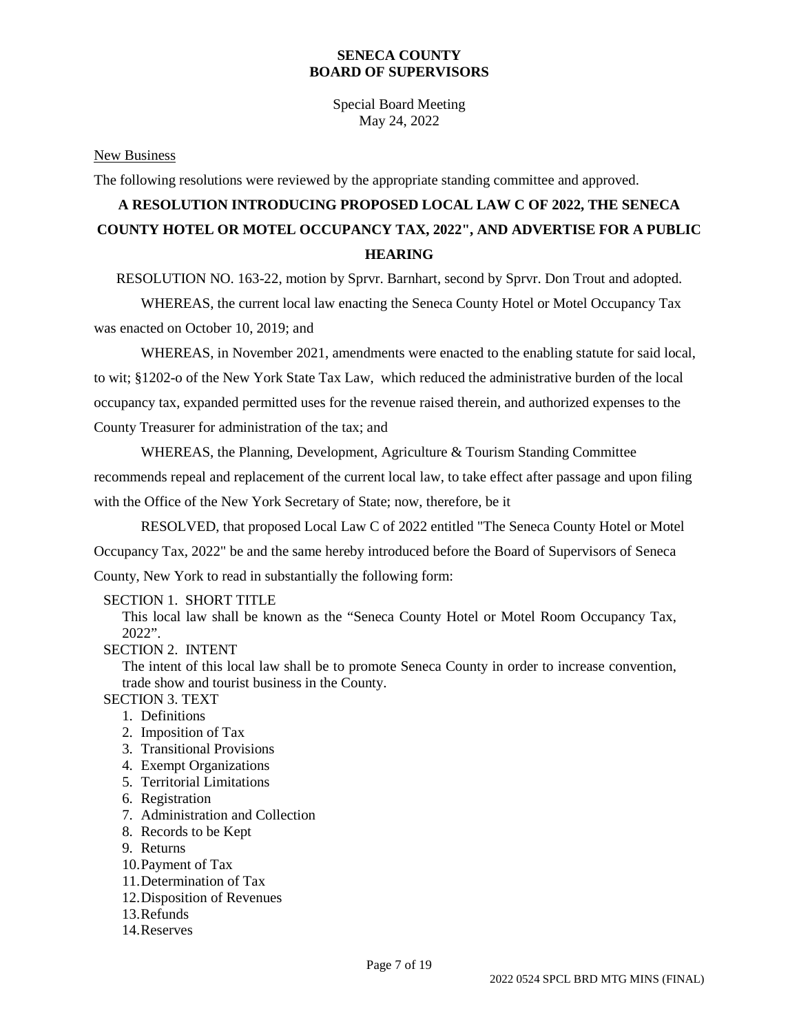**SENECA COUNTY**
**BOARD OF SUPERVISORS**

Special Board Meeting
May 24, 2022

New Business

The following resolutions were reviewed by the appropriate standing committee and approved.

## A RESOLUTION INTRODUCING PROPOSED LOCAL LAW C OF 2022, THE SENECA COUNTY HOTEL OR MOTEL OCCUPANCY TAX, 2022", AND ADVERTISE FOR A PUBLIC HEARING

RESOLUTION NO. 163-22, motion by Sprvr. Barnhart, second by Sprvr. Don Trout and adopted.

WHEREAS, the current local law enacting the Seneca County Hotel or Motel Occupancy Tax was enacted on October 10, 2019; and

WHEREAS, in November 2021, amendments were enacted to the enabling statute for said local, to wit; §1202-o of the New York State Tax Law, which reduced the administrative burden of the local occupancy tax, expanded permitted uses for the revenue raised therein, and authorized expenses to the County Treasurer for administration of the tax; and

WHEREAS, the Planning, Development, Agriculture & Tourism Standing Committee recommends repeal and replacement of the current local law, to take effect after passage and upon filing with the Office of the New York Secretary of State; now, therefore, be it

RESOLVED, that proposed Local Law C of 2022 entitled "The Seneca County Hotel or Motel Occupancy Tax, 2022" be and the same hereby introduced before the Board of Supervisors of Seneca County, New York to read in substantially the following form:

SECTION 1. SHORT TITLE

This local law shall be known as the "Seneca County Hotel or Motel Room Occupancy Tax, 2022".

SECTION 2. INTENT

The intent of this local law shall be to promote Seneca County in order to increase convention, trade show and tourist business in the County.

SECTION 3. TEXT

1. Definitions
2. Imposition of Tax
3. Transitional Provisions
4. Exempt Organizations
5. Territorial Limitations
6. Registration
7. Administration and Collection
8. Records to be Kept
9. Returns
10. Payment of Tax
11. Determination of Tax
12. Disposition of Revenues
13. Refunds
14. Reserves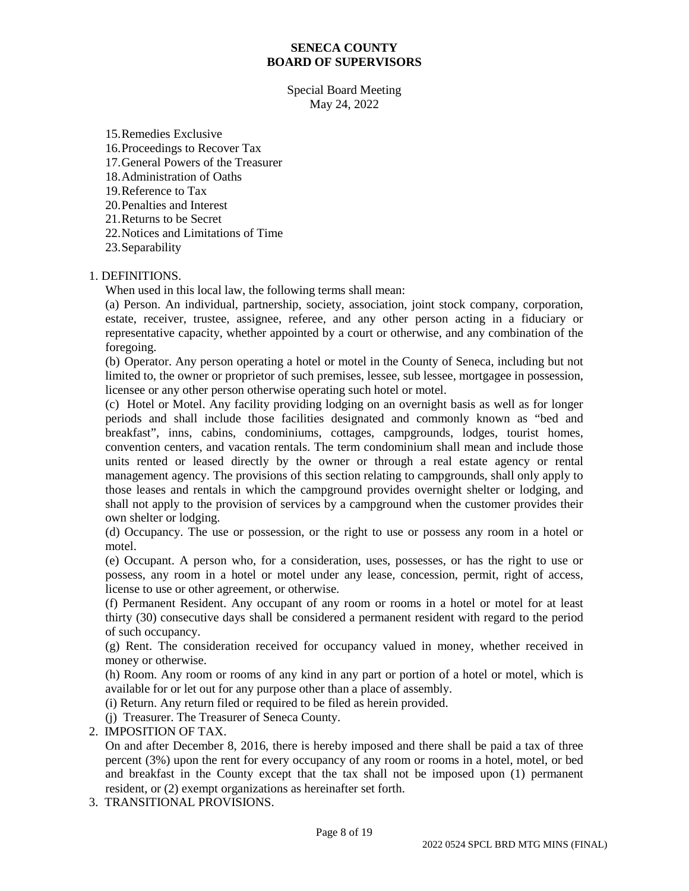15. Remedies Exclusive
16. Proceedings to Recover Tax
17. General Powers of the Treasurer
18. Administration of Oaths
19. Reference to Tax
20. Penalties and Interest
21. Returns to be Secret
22. Notices and Limitations of Time
23. Separability

1. DEFINITIONS.

When used in this local law, the following terms shall mean:

(a) Person. An individual, partnership, society, association, joint stock company, corporation, estate, receiver, trustee, assignee, referee, and any other person acting in a fiduciary or representative capacity, whether appointed by a court or otherwise, and any combination of the foregoing.

(b) Operator. Any person operating a hotel or motel in the County of Seneca, including but not limited to, the owner or proprietor of such premises, lessee, sub lessee, mortgagee in possession, licensee or any other person otherwise operating such hotel or motel.

(c) Hotel or Motel. Any facility providing lodging on an overnight basis as well as for longer periods and shall include those facilities designated and commonly known as "bed and breakfast", inns, cabins, condominiums, cottages, campgrounds, lodges, tourist homes, convention centers, and vacation rentals. The term condominium shall mean and include those units rented or leased directly by the owner or through a real estate agency or rental management agency. The provisions of this section relating to campgrounds, shall only apply to those leases and rentals in which the campground provides overnight shelter or lodging, and shall not apply to the provision of services by a campground when the customer provides their own shelter or lodging.

(d) Occupancy. The use or possession, or the right to use or possess any room in a hotel or motel.

(e) Occupant. A person who, for a consideration, uses, possesses, or has the right to use or possess, any room in a hotel or motel under any lease, concession, permit, right of access, license to use or other agreement, or otherwise.

(f) Permanent Resident. Any occupant of any room or rooms in a hotel or motel for at least thirty (30) consecutive days shall be considered a permanent resident with regard to the period of such occupancy.

(g) Rent. The consideration received for occupancy valued in money, whether received in money or otherwise.

(h) Room. Any room or rooms of any kind in any part or portion of a hotel or motel, which is available for or let out for any purpose other than a place of assembly.

(i) Return. Any return filed or required to be filed as herein provided.

(j) Treasurer. The Treasurer of Seneca County.

2. IMPOSITION OF TAX.

On and after December 8, 2016, there is hereby imposed and there shall be paid a tax of three percent (3%) upon the rent for every occupancy of any room or rooms in a hotel, motel, or bed and breakfast in the County except that the tax shall not be imposed upon (1) permanent resident, or (2) exempt organizations as hereinafter set forth.

3. TRANSITIONAL PROVISIONS.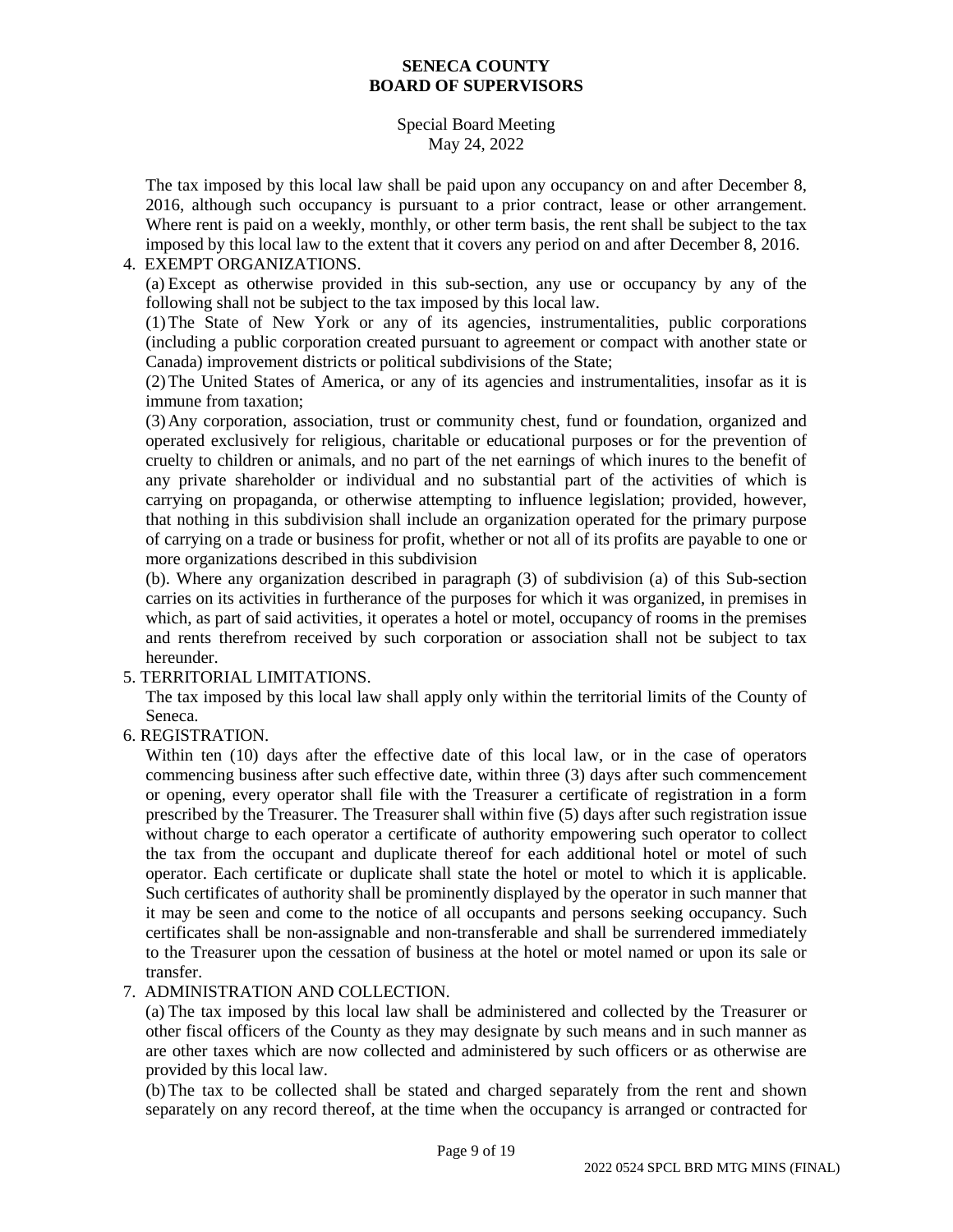The tax imposed by this local law shall be paid upon any occupancy on and after December 8, 2016, although such occupancy is pursuant to a prior contract, lease or other arrangement. Where rent is paid on a weekly, monthly, or other term basis, the rent shall be subject to the tax imposed by this local law to the extent that it covers any period on and after December 8, 2016.

4. EXEMPT ORGANIZATIONS.

(a) Except as otherwise provided in this sub-section, any use or occupancy by any of the following shall not be subject to the tax imposed by this local law.

(1) The State of New York or any of its agencies, instrumentalities, public corporations (including a public corporation created pursuant to agreement or compact with another state or Canada) improvement districts or political subdivisions of the State;

(2) The United States of America, or any of its agencies and instrumentalities, insofar as it is immune from taxation;

(3) Any corporation, association, trust or community chest, fund or foundation, organized and operated exclusively for religious, charitable or educational purposes or for the prevention of cruelty to children or animals, and no part of the net earnings of which inures to the benefit of any private shareholder or individual and no substantial part of the activities of which is carrying on propaganda, or otherwise attempting to influence legislation; provided, however, that nothing in this subdivision shall include an organization operated for the primary purpose of carrying on a trade or business for profit, whether or not all of its profits are payable to one or more organizations described in this subdivision

(b). Where any organization described in paragraph (3) of subdivision (a) of this Sub-section carries on its activities in furtherance of the purposes for which it was organized, in premises in which, as part of said activities, it operates a hotel or motel, occupancy of rooms in the premises and rents therefrom received by such corporation or association shall not be subject to tax hereunder.

5. TERRITORIAL LIMITATIONS.

The tax imposed by this local law shall apply only within the territorial limits of the County of Seneca.

6. REGISTRATION.

Within ten (10) days after the effective date of this local law, or in the case of operators commencing business after such effective date, within three (3) days after such commencement or opening, every operator shall file with the Treasurer a certificate of registration in a form prescribed by the Treasurer. The Treasurer shall within five (5) days after such registration issue without charge to each operator a certificate of authority empowering such operator to collect the tax from the occupant and duplicate thereof for each additional hotel or motel of such operator. Each certificate or duplicate shall state the hotel or motel to which it is applicable. Such certificates of authority shall be prominently displayed by the operator in such manner that it may be seen and come to the notice of all occupants and persons seeking occupancy. Such certificates shall be non-assignable and non-transferable and shall be surrendered immediately to the Treasurer upon the cessation of business at the hotel or motel named or upon its sale or transfer.

7. ADMINISTRATION AND COLLECTION.

(a) The tax imposed by this local law shall be administered and collected by the Treasurer or other fiscal officers of the County as they may designate by such means and in such manner as are other taxes which are now collected and administered by such officers or as otherwise are provided by this local law.

(b) The tax to be collected shall be stated and charged separately from the rent and shown separately on any record thereof, at the time when the occupancy is arranged or contracted for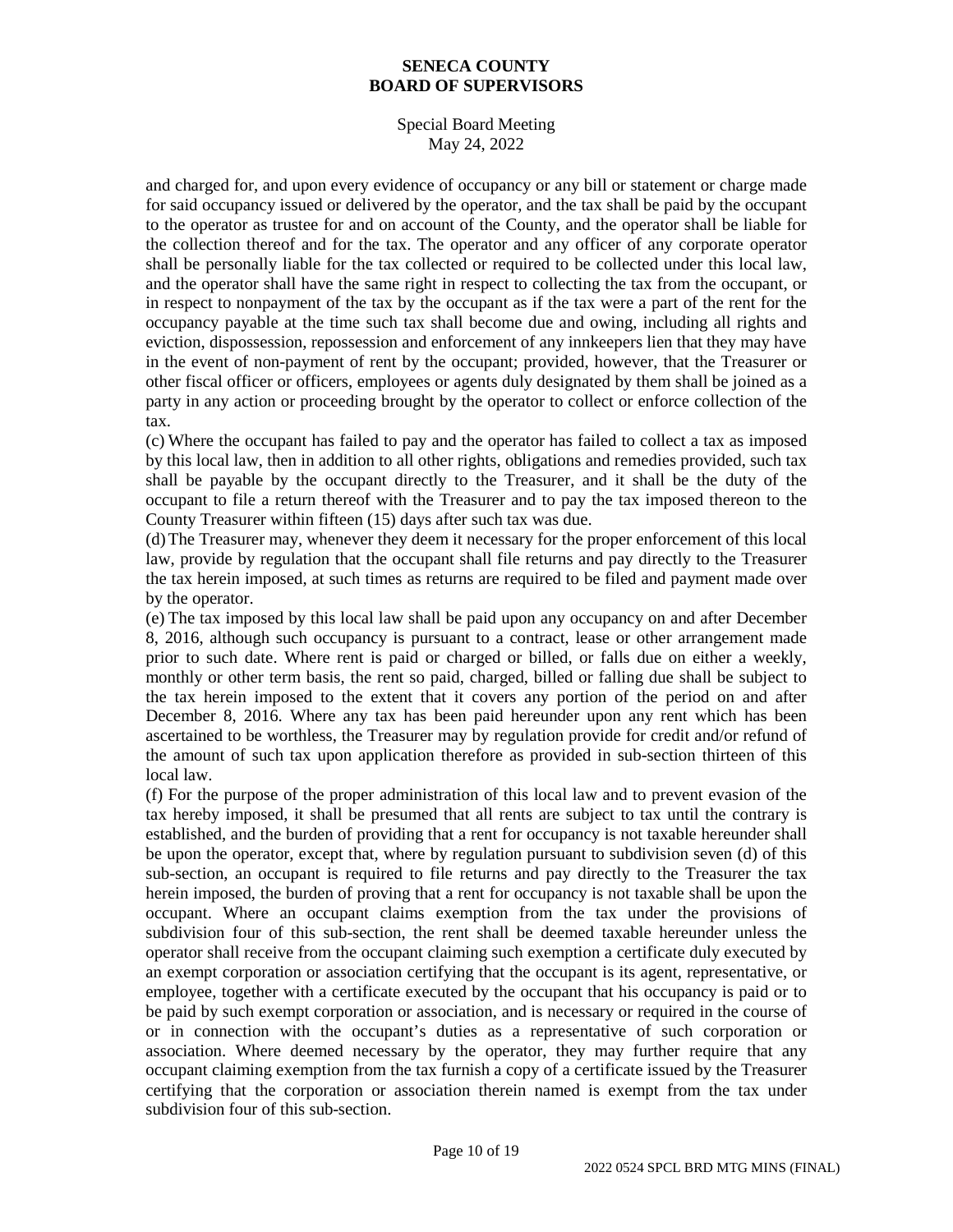and charged for, and upon every evidence of occupancy or any bill or statement or charge made for said occupancy issued or delivered by the operator, and the tax shall be paid by the occupant to the operator as trustee for and on account of the County, and the operator shall be liable for the collection thereof and for the tax. The operator and any officer of any corporate operator shall be personally liable for the tax collected or required to be collected under this local law, and the operator shall have the same right in respect to collecting the tax from the occupant, or in respect to nonpayment of the tax by the occupant as if the tax were a part of the rent for the occupancy payable at the time such tax shall become due and owing, including all rights and eviction, dispossession, repossession and enforcement of any innkeepers lien that they may have in the event of non-payment of rent by the occupant; provided, however, that the Treasurer or other fiscal officer or officers, employees or agents duly designated by them shall be joined as a party in any action or proceeding brought by the operator to collect or enforce collection of the tax.

(c) Where the occupant has failed to pay and the operator has failed to collect a tax as imposed by this local law, then in addition to all other rights, obligations and remedies provided, such tax shall be payable by the occupant directly to the Treasurer, and it shall be the duty of the occupant to file a return thereof with the Treasurer and to pay the tax imposed thereon to the County Treasurer within fifteen (15) days after such tax was due.

(d) The Treasurer may, whenever they deem it necessary for the proper enforcement of this local law, provide by regulation that the occupant shall file returns and pay directly to the Treasurer the tax herein imposed, at such times as returns are required to be filed and payment made over by the operator.

(e) The tax imposed by this local law shall be paid upon any occupancy on and after December 8, 2016, although such occupancy is pursuant to a contract, lease or other arrangement made prior to such date. Where rent is paid or charged or billed, or falls due on either a weekly, monthly or other term basis, the rent so paid, charged, billed or falling due shall be subject to the tax herein imposed to the extent that it covers any portion of the period on and after December 8, 2016. Where any tax has been paid hereunder upon any rent which has been ascertained to be worthless, the Treasurer may by regulation provide for credit and/or refund of the amount of such tax upon application therefore as provided in sub-section thirteen of this local law.

(f) For the purpose of the proper administration of this local law and to prevent evasion of the tax hereby imposed, it shall be presumed that all rents are subject to tax until the contrary is established, and the burden of providing that a rent for occupancy is not taxable hereunder shall be upon the operator, except that, where by regulation pursuant to subdivision seven (d) of this sub-section, an occupant is required to file returns and pay directly to the Treasurer the tax herein imposed, the burden of proving that a rent for occupancy is not taxable shall be upon the occupant. Where an occupant claims exemption from the tax under the provisions of subdivision four of this sub-section, the rent shall be deemed taxable hereunder unless the operator shall receive from the occupant claiming such exemption a certificate duly executed by an exempt corporation or association certifying that the occupant is its agent, representative, or employee, together with a certificate executed by the occupant that his occupancy is paid or to be paid by such exempt corporation or association, and is necessary or required in the course of or in connection with the occupant's duties as a representative of such corporation or association. Where deemed necessary by the operator, they may further require that any occupant claiming exemption from the tax furnish a copy of a certificate issued by the Treasurer certifying that the corporation or association therein named is exempt from the tax under subdivision four of this sub-section.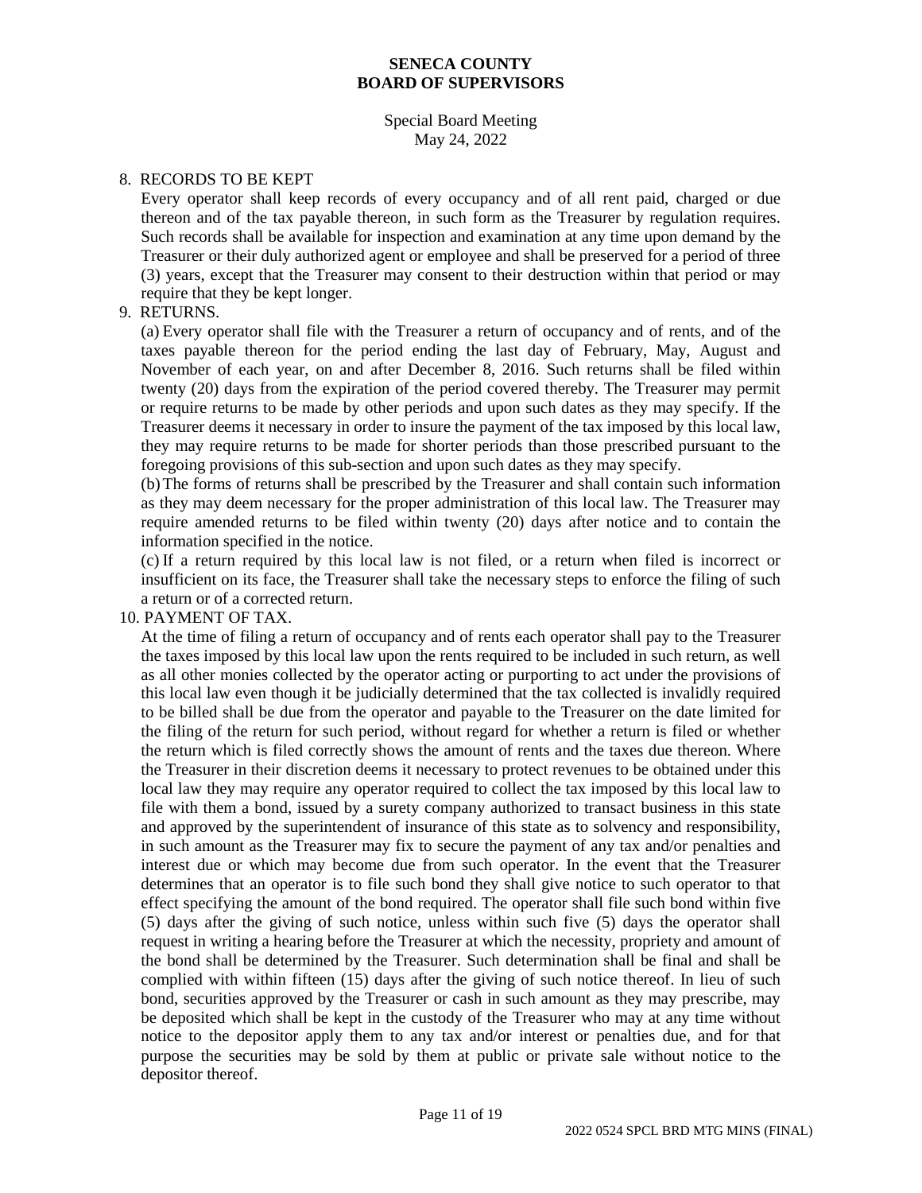8. RECORDS TO BE KEPT

   Every operator shall keep records of every occupancy and of all rent paid, charged or due thereon and of the tax payable thereon, in such form as the Treasurer by regulation requires. Such records shall be available for inspection and examination at any time upon demand by the Treasurer or their duly authorized agent or employee and shall be preserved for a period of three (3) years, except that the Treasurer may consent to their destruction within that period or may require that they be kept longer.

9. RETURNS.

   (a) Every operator shall file with the Treasurer a return of occupancy and of rents, and of the taxes payable thereon for the period ending the last day of February, May, August and November of each year, on and after December 8, 2016. Such returns shall be filed within twenty (20) days from the expiration of the period covered thereby. The Treasurer may permit or require returns to be made by other periods and upon such dates as they may specify. If the Treasurer deems it necessary in order to insure the payment of the tax imposed by this local law, they may require returns to be made for shorter periods than those prescribed pursuant to the foregoing provisions of this sub-section and upon such dates as they may specify.

   (b) The forms of returns shall be prescribed by the Treasurer and shall contain such information as they may deem necessary for the proper administration of this local law. The Treasurer may require amended returns to be filed within twenty (20) days after notice and to contain the information specified in the notice.

   (c) If a return required by this local law is not filed, or a return when filed is incorrect or insufficient on its face, the Treasurer shall take the necessary steps to enforce the filing of such a return or of a corrected return.

10. PAYMENT OF TAX.

    At the time of filing a return of occupancy and of rents each operator shall pay to the Treasurer the taxes imposed by this local law upon the rents required to be included in such return, as well as all other monies collected by the operator acting or purporting to act under the provisions of this local law even though it be judicially determined that the tax collected is invalidly required to be billed shall be due from the operator and payable to the Treasurer on the date limited for the filing of the return for such period, without regard for whether a return is filed or whether the return which is filed correctly shows the amount of rents and the taxes due thereon. Where the Treasurer in their discretion deems it necessary to protect revenues to be obtained under this local law they may require any operator required to collect the tax imposed by this local law to file with them a bond, issued by a surety company authorized to transact business in this state and approved by the superintendent of insurance of this state as to solvency and responsibility, in such amount as the Treasurer may fix to secure the payment of any tax and/or penalties and interest due or which may become due from such operator. In the event that the Treasurer determines that an operator is to file such bond they shall give notice to such operator to that effect specifying the amount of the bond required. The operator shall file such bond within five (5) days after the giving of such notice, unless within such five (5) days the operator shall request in writing a hearing before the Treasurer at which the necessity, propriety and amount of the bond shall be determined by the Treasurer. Such determination shall be final and shall be complied with within fifteen (15) days after the giving of such notice thereof. In lieu of such bond, securities approved by the Treasurer or cash in such amount as they may prescribe, may be deposited which shall be kept in the custody of the Treasurer who may at any time without notice to the depositor apply them to any tax and/or interest or penalties due, and for that purpose the securities may be sold by them at public or private sale without notice to the depositor thereof.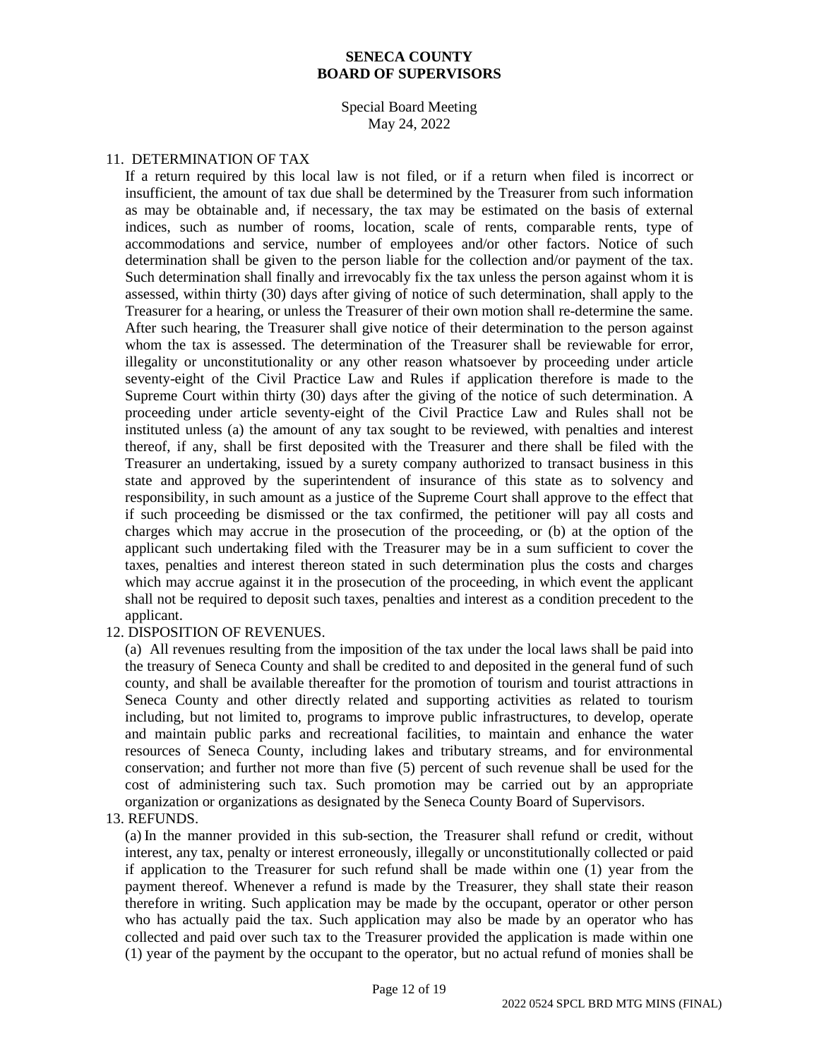11. DETERMINATION OF TAX

    If a return required by this local law is not filed, or if a return when filed is incorrect or insufficient, the amount of tax due shall be determined by the Treasurer from such information as may be obtainable and, if necessary, the tax may be estimated on the basis of external indices, such as number of rooms, location, scale of rents, comparable rents, type of accommodations and service, number of employees and/or other factors. Notice of such determination shall be given to the person liable for the collection and/or payment of the tax. Such determination shall finally and irrevocably fix the tax unless the person against whom it is assessed, within thirty (30) days after giving of notice of such determination, shall apply to the Treasurer for a hearing, or unless the Treasurer of their own motion shall re-determine the same. After such hearing, the Treasurer shall give notice of their determination to the person against whom the tax is assessed. The determination of the Treasurer shall be reviewable for error, illegality or unconstitutionality or any other reason whatsoever by proceeding under article seventy-eight of the Civil Practice Law and Rules if application therefore is made to the Supreme Court within thirty (30) days after the giving of the notice of such determination. A proceeding under article seventy-eight of the Civil Practice Law and Rules shall not be instituted unless (a) the amount of any tax sought to be reviewed, with penalties and interest thereof, if any, shall be first deposited with the Treasurer and there shall be filed with the Treasurer an undertaking, issued by a surety company authorized to transact business in this state and approved by the superintendent of insurance of this state as to solvency and responsibility, in such amount as a justice of the Supreme Court shall approve to the effect that if such proceeding be dismissed or the tax confirmed, the petitioner will pay all costs and charges which may accrue in the prosecution of the proceeding, or (b) at the option of the applicant such undertaking filed with the Treasurer may be in a sum sufficient to cover the taxes, penalties and interest thereon stated in such determination plus the costs and charges which may accrue against it in the prosecution of the proceeding, in which event the applicant shall not be required to deposit such taxes, penalties and interest as a condition precedent to the applicant.

12. DISPOSITION OF REVENUES.

    (a) All revenues resulting from the imposition of the tax under the local laws shall be paid into the treasury of Seneca County and shall be credited to and deposited in the general fund of such county, and shall be available thereafter for the promotion of tourism and tourist attractions in Seneca County and other directly related and supporting activities as related to tourism including, but not limited to, programs to improve public infrastructures, to develop, operate and maintain public parks and recreational facilities, to maintain and enhance the water resources of Seneca County, including lakes and tributary streams, and for environmental conservation; and further not more than five (5) percent of such revenue shall be used for the cost of administering such tax. Such promotion may be carried out by an appropriate organization or organizations as designated by the Seneca County Board of Supervisors.

13. REFUNDS.

    (a) In the manner provided in this sub-section, the Treasurer shall refund or credit, without interest, any tax, penalty or interest erroneously, illegally or unconstitutionally collected or paid if application to the Treasurer for such refund shall be made within one (1) year from the payment thereof. Whenever a refund is made by the Treasurer, they shall state their reason therefore in writing. Such application may be made by the occupant, operator or other person who has actually paid the tax. Such application may also be made by an operator who has collected and paid over such tax to the Treasurer provided the application is made within one (1) year of the payment by the occupant to the operator, but no actual refund of monies shall be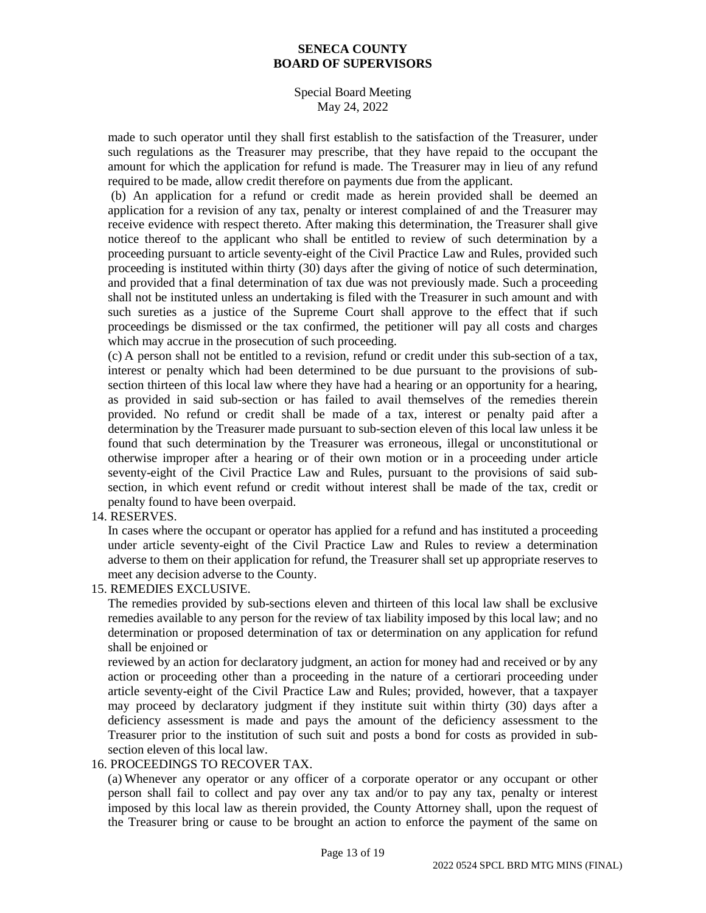made to such operator until they shall first establish to the satisfaction of the Treasurer, under such regulations as the Treasurer may prescribe, that they have repaid to the occupant the amount for which the application for refund is made. The Treasurer may in lieu of any refund required to be made, allow credit therefore on payments due from the applicant.

(b) An application for a refund or credit made as herein provided shall be deemed an application for a revision of any tax, penalty or interest complained of and the Treasurer may receive evidence with respect thereto. After making this determination, the Treasurer shall give notice thereof to the applicant who shall be entitled to review of such determination by a proceeding pursuant to article seventy-eight of the Civil Practice Law and Rules, provided such proceeding is instituted within thirty (30) days after the giving of notice of such determination, and provided that a final determination of tax due was not previously made. Such a proceeding shall not be instituted unless an undertaking is filed with the Treasurer in such amount and with such sureties as a justice of the Supreme Court shall approve to the effect that if such proceedings be dismissed or the tax confirmed, the petitioner will pay all costs and charges which may accrue in the prosecution of such proceeding.

(c) A person shall not be entitled to a revision, refund or credit under this sub-section of a tax, interest or penalty which had been determined to be due pursuant to the provisions of sub-section thirteen of this local law where they have had a hearing or an opportunity for a hearing, as provided in said sub-section or has failed to avail themselves of the remedies therein provided. No refund or credit shall be made of a tax, interest or penalty paid after a determination by the Treasurer made pursuant to sub-section eleven of this local law unless it be found that such determination by the Treasurer was erroneous, illegal or unconstitutional or otherwise improper after a hearing or of their own motion or in a proceeding under article seventy-eight of the Civil Practice Law and Rules, pursuant to the provisions of said sub-section, in which event refund or credit without interest shall be made of the tax, credit or penalty found to have been overpaid.

14. RESERVES.

In cases where the occupant or operator has applied for a refund and has instituted a proceeding under article seventy-eight of the Civil Practice Law and Rules to review a determination adverse to them on their application for refund, the Treasurer shall set up appropriate reserves to meet any decision adverse to the County.

15. REMEDIES EXCLUSIVE.

The remedies provided by sub-sections eleven and thirteen of this local law shall be exclusive remedies available to any person for the review of tax liability imposed by this local law; and no determination or proposed determination of tax or determination on any application for refund shall be enjoined or reviewed by an action for declaratory judgment, an action for money had and received or by any action or proceeding other than a proceeding in the nature of a certiorari proceeding under article seventy-eight of the Civil Practice Law and Rules; provided, however, that a taxpayer may proceed by declaratory judgment if they institute suit within thirty (30) days after a deficiency assessment is made and pays the amount of the deficiency assessment to the Treasurer prior to the institution of such suit and posts a bond for costs as provided in sub-section eleven of this local law.

16. PROCEEDINGS TO RECOVER TAX.

(a) Whenever any operator or any officer of a corporate operator or any occupant or other person shall fail to collect and pay over any tax and/or to pay any tax, penalty or interest imposed by this local law as therein provided, the County Attorney shall, upon the request of the Treasurer bring or cause to be brought an action to enforce the payment of the same on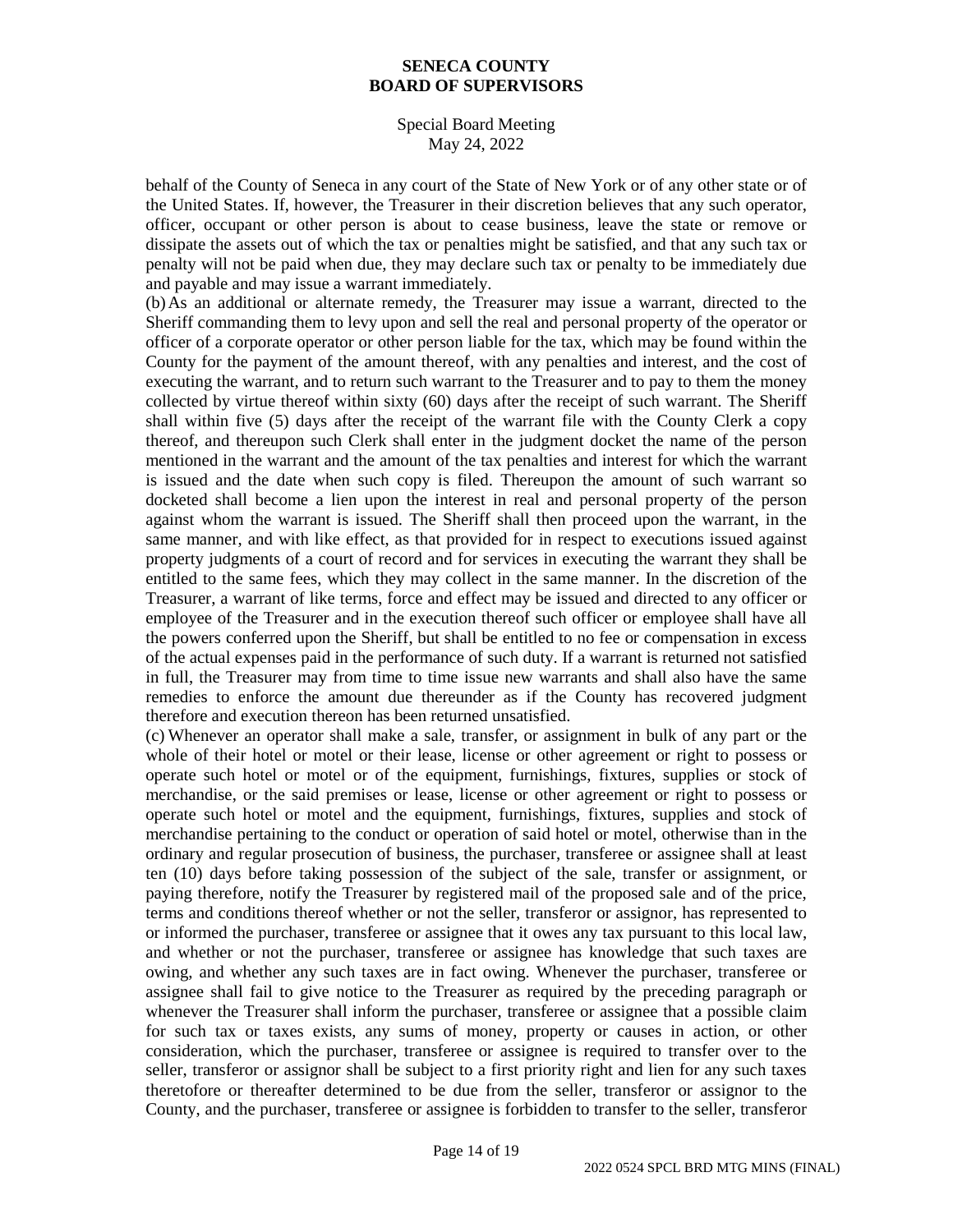behalf of the County of Seneca in any court of the State of New York or of any other state or of the United States. If, however, the Treasurer in their discretion believes that any such operator, officer, occupant or other person is about to cease business, leave the state or remove or dissipate the assets out of which the tax or penalties might be satisfied, and that any such tax or penalty will not be paid when due, they may declare such tax or penalty to be immediately due and payable and may issue a warrant immediately.

(b) As an additional or alternate remedy, the Treasurer may issue a warrant, directed to the Sheriff commanding them to levy upon and sell the real and personal property of the operator or officer of a corporate operator or other person liable for the tax, which may be found within the County for the payment of the amount thereof, with any penalties and interest, and the cost of executing the warrant, and to return such warrant to the Treasurer and to pay to them the money collected by virtue thereof within sixty (60) days after the receipt of such warrant. The Sheriff shall within five (5) days after the receipt of the warrant file with the County Clerk a copy thereof, and thereupon such Clerk shall enter in the judgment docket the name of the person mentioned in the warrant and the amount of the tax penalties and interest for which the warrant is issued and the date when such copy is filed. Thereupon the amount of such warrant so docketed shall become a lien upon the interest in real and personal property of the person against whom the warrant is issued. The Sheriff shall then proceed upon the warrant, in the same manner, and with like effect, as that provided for in respect to executions issued against property judgments of a court of record and for services in executing the warrant they shall be entitled to the same fees, which they may collect in the same manner. In the discretion of the Treasurer, a warrant of like terms, force and effect may be issued and directed to any officer or employee of the Treasurer and in the execution thereof such officer or employee shall have all the powers conferred upon the Sheriff, but shall be entitled to no fee or compensation in excess of the actual expenses paid in the performance of such duty. If a warrant is returned not satisfied in full, the Treasurer may from time to time issue new warrants and shall also have the same remedies to enforce the amount due thereunder as if the County has recovered judgment therefore and execution thereon has been returned unsatisfied.

(c) Whenever an operator shall make a sale, transfer, or assignment in bulk of any part or the whole of their hotel or motel or their lease, license or other agreement or right to possess or operate such hotel or motel or of the equipment, furnishings, fixtures, supplies or stock of merchandise, or the said premises or lease, license or other agreement or right to possess or operate such hotel or motel and the equipment, furnishings, fixtures, supplies and stock of merchandise pertaining to the conduct or operation of said hotel or motel, otherwise than in the ordinary and regular prosecution of business, the purchaser, transferee or assignee shall at least ten (10) days before taking possession of the subject of the sale, transfer or assignment, or paying therefore, notify the Treasurer by registered mail of the proposed sale and of the price, terms and conditions thereof whether or not the seller, transferor or assignor, has represented to or informed the purchaser, transferee or assignee that it owes any tax pursuant to this local law, and whether or not the purchaser, transferee or assignee has knowledge that such taxes are owing, and whether any such taxes are in fact owing. Whenever the purchaser, transferee or assignee shall fail to give notice to the Treasurer as required by the preceding paragraph or whenever the Treasurer shall inform the purchaser, transferee or assignee that a possible claim for such tax or taxes exists, any sums of money, property or causes in action, or other consideration, which the purchaser, transferee or assignee is required to transfer over to the seller, transferor or assignor shall be subject to a first priority right and lien for any such taxes theretofore or thereafter determined to be due from the seller, transferor or assignor to the County, and the purchaser, transferee or assignee is forbidden to transfer to the seller, transferor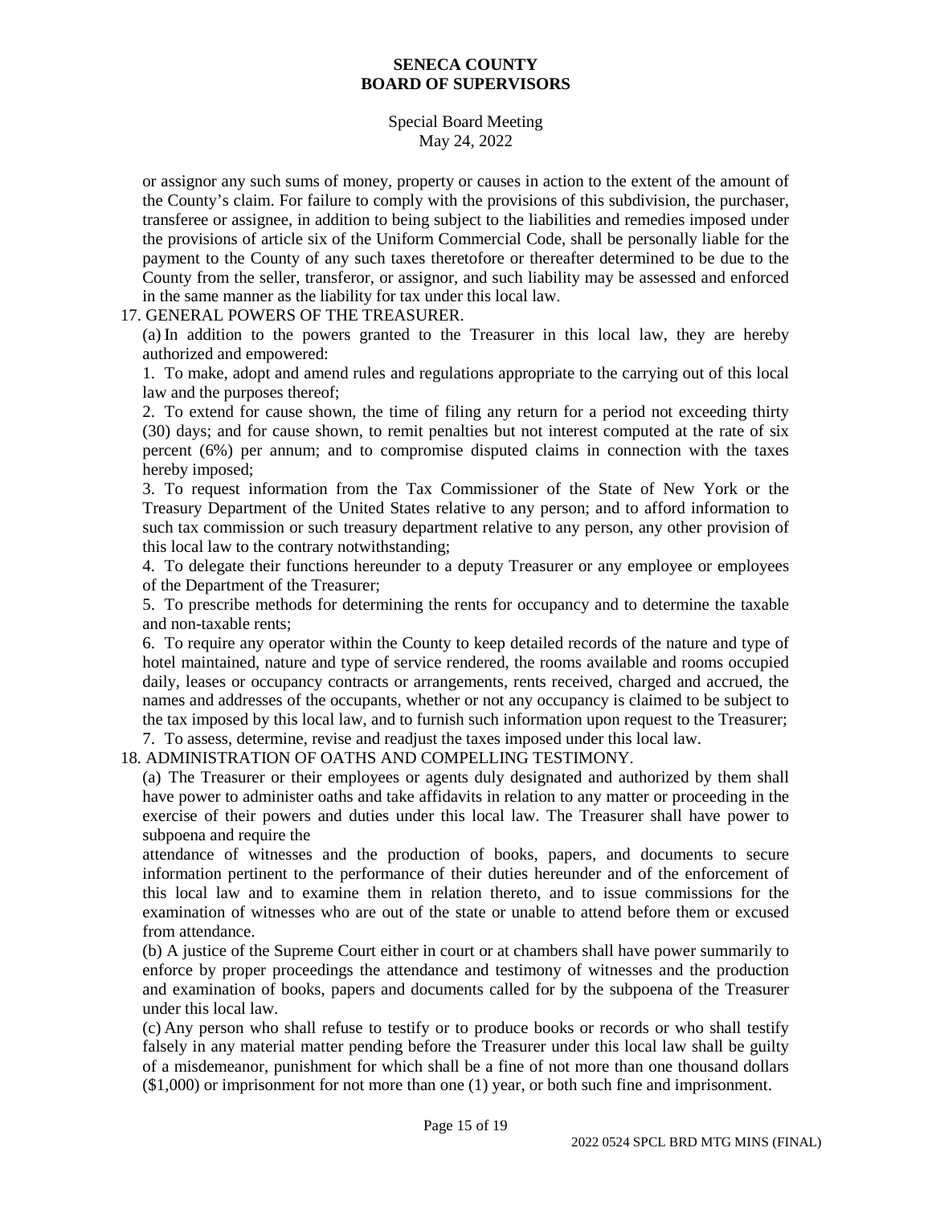or assignor any such sums of money, property or causes in action to the extent of the amount of the County's claim. For failure to comply with the provisions of this subdivision, the purchaser, transferee or assignee, in addition to being subject to the liabilities and remedies imposed under the provisions of article six of the Uniform Commercial Code, shall be personally liable for the payment to the County of any such taxes theretofore or thereafter determined to be due to the County from the seller, transferor, or assignor, and such liability may be assessed and enforced in the same manner as the liability for tax under this local law.

17. GENERAL POWERS OF THE TREASURER.

(a) In addition to the powers granted to the Treasurer in this local law, they are hereby authorized and empowered:

1. To make, adopt and amend rules and regulations appropriate to the carrying out of this local law and the purposes thereof;

2. To extend for cause shown, the time of filing any return for a period not exceeding thirty (30) days; and for cause shown, to remit penalties but not interest computed at the rate of six percent (6%) per annum; and to compromise disputed claims in connection with the taxes hereby imposed;

3. To request information from the Tax Commissioner of the State of New York or the Treasury Department of the United States relative to any person; and to afford information to such tax commission or such treasury department relative to any person, any other provision of this local law to the contrary notwithstanding;

4. To delegate their functions hereunder to a deputy Treasurer or any employee or employees of the Department of the Treasurer;

5. To prescribe methods for determining the rents for occupancy and to determine the taxable and non-taxable rents;

6. To require any operator within the County to keep detailed records of the nature and type of hotel maintained, nature and type of service rendered, the rooms available and rooms occupied daily, leases or occupancy contracts or arrangements, rents received, charged and accrued, the names and addresses of the occupants, whether or not any occupancy is claimed to be subject to the tax imposed by this local law, and to furnish such information upon request to the Treasurer;

7. To assess, determine, revise and readjust the taxes imposed under this local law.

18. ADMINISTRATION OF OATHS AND COMPELLING TESTIMONY.

(a) The Treasurer or their employees or agents duly designated and authorized by them shall have power to administer oaths and take affidavits in relation to any matter or proceeding in the exercise of their powers and duties under this local law. The Treasurer shall have power to subpoena and require the attendance of witnesses and the production of books, papers, and documents to secure information pertinent to the performance of their duties hereunder and of the enforcement of this local law and to examine them in relation thereto, and to issue commissions for the examination of witnesses who are out of the state or unable to attend before them or excused from attendance.

(b) A justice of the Supreme Court either in court or at chambers shall have power summarily to enforce by proper proceedings the attendance and testimony of witnesses and the production and examination of books, papers and documents called for by the subpoena of the Treasurer under this local law.

(c) Any person who shall refuse to testify or to produce books or records or who shall testify falsely in any material matter pending before the Treasurer under this local law shall be guilty of a misdemeanor, punishment for which shall be a fine of not more than one thousand dollars ($1,000) or imprisonment for not more than one (1) year, or both such fine and imprisonment.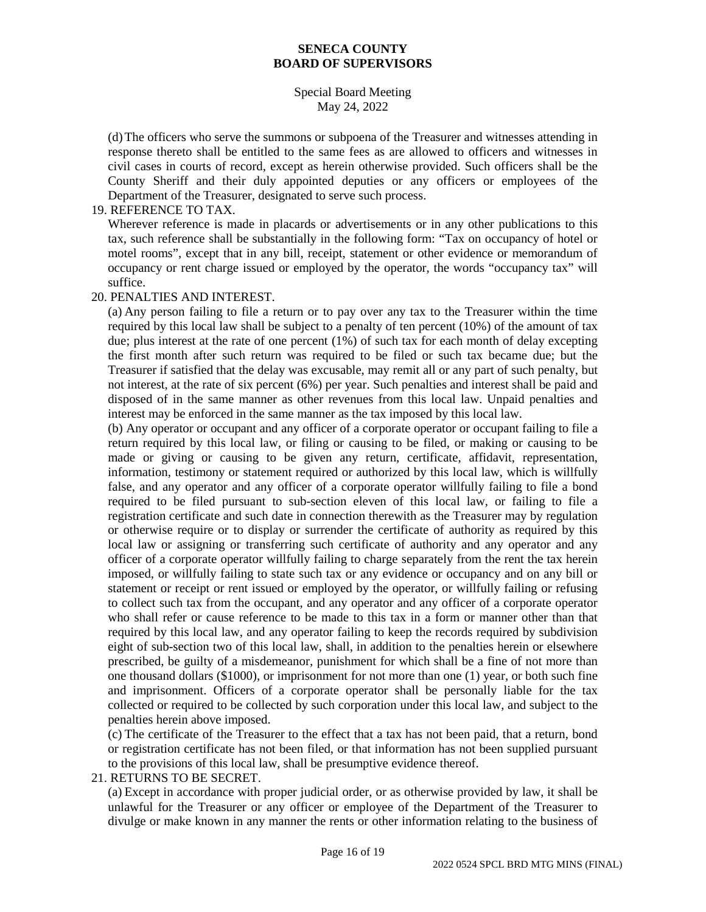(d) The officers who serve the summons or subpoena of the Treasurer and witnesses attending in response thereto shall be entitled to the same fees as are allowed to officers and witnesses in civil cases in courts of record, except as herein otherwise provided. Such officers shall be the County Sheriff and their duly appointed deputies or any officers or employees of the Department of the Treasurer, designated to serve such process.

19. REFERENCE TO TAX.

Wherever reference is made in placards or advertisements or in any other publications to this tax, such reference shall be substantially in the following form: "Tax on occupancy of hotel or motel rooms", except that in any bill, receipt, statement or other evidence or memorandum of occupancy or rent charge issued or employed by the operator, the words "occupancy tax" will suffice.

20. PENALTIES AND INTEREST.

(a) Any person failing to file a return or to pay over any tax to the Treasurer within the time required by this local law shall be subject to a penalty of ten percent (10%) of the amount of tax due; plus interest at the rate of one percent (1%) of such tax for each month of delay excepting the first month after such return was required to be filed or such tax became due; but the Treasurer if satisfied that the delay was excusable, may remit all or any part of such penalty, but not interest, at the rate of six percent (6%) per year. Such penalties and interest shall be paid and disposed of in the same manner as other revenues from this local law. Unpaid penalties and interest may be enforced in the same manner as the tax imposed by this local law.

(b) Any operator or occupant and any officer of a corporate operator or occupant failing to file a return required by this local law, or filing or causing to be filed, or making or causing to be made or giving or causing to be given any return, certificate, affidavit, representation, information, testimony or statement required or authorized by this local law, which is willfully false, and any operator and any officer of a corporate operator willfully failing to file a bond required to be filed pursuant to sub-section eleven of this local law, or failing to file a registration certificate and such date in connection therewith as the Treasurer may by regulation or otherwise require or to display or surrender the certificate of authority as required by this local law or assigning or transferring such certificate of authority and any operator and any officer of a corporate operator willfully failing to charge separately from the rent the tax herein imposed, or willfully failing to state such tax or any evidence or occupancy and on any bill or statement or receipt or rent issued or employed by the operator, or willfully failing or refusing to collect such tax from the occupant, and any operator and any officer of a corporate operator who shall refer or cause reference to be made to this tax in a form or manner other than that required by this local law, and any operator failing to keep the records required by subdivision eight of sub-section two of this local law, shall, in addition to the penalties herein or elsewhere prescribed, be guilty of a misdemeanor, punishment for which shall be a fine of not more than one thousand dollars ($1000), or imprisonment for not more than one (1) year, or both such fine and imprisonment. Officers of a corporate operator shall be personally liable for the tax collected or required to be collected by such corporation under this local law, and subject to the penalties herein above imposed.

(c) The certificate of the Treasurer to the effect that a tax has not been paid, that a return, bond or registration certificate has not been filed, or that information has not been supplied pursuant to the provisions of this local law, shall be presumptive evidence thereof.

21. RETURNS TO BE SECRET.

(a) Except in accordance with proper judicial order, or as otherwise provided by law, it shall be unlawful for the Treasurer or any officer or employee of the Department of the Treasurer to divulge or make known in any manner the rents or other information relating to the business of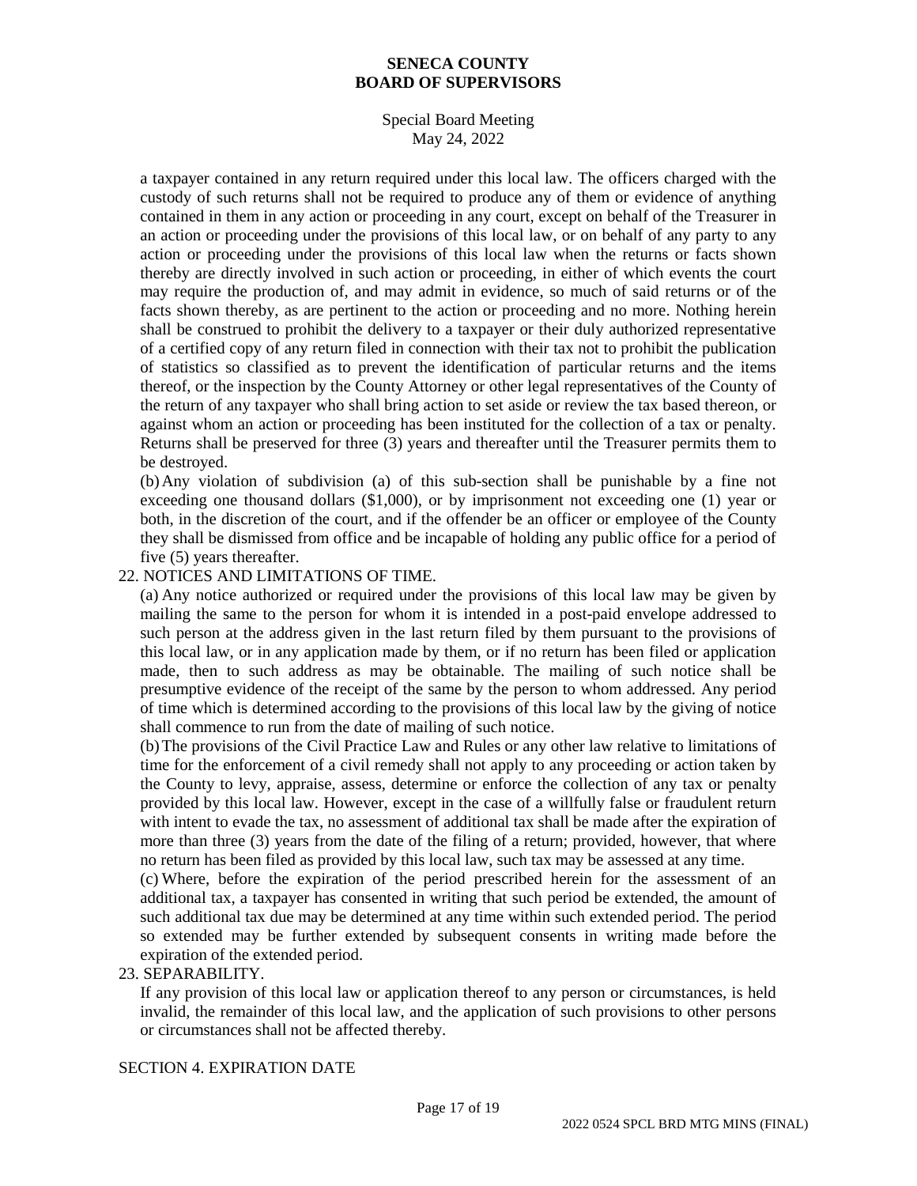a taxpayer contained in any return required under this local law. The officers charged with the custody of such returns shall not be required to produce any of them or evidence of anything contained in them in any action or proceeding in any court, except on behalf of the Treasurer in an action or proceeding under the provisions of this local law, or on behalf of any party to any action or proceeding under the provisions of this local law when the returns or facts shown thereby are directly involved in such action or proceeding, in either of which events the court may require the production of, and may admit in evidence, so much of said returns or of the facts shown thereby, as are pertinent to the action or proceeding and no more. Nothing herein shall be construed to prohibit the delivery to a taxpayer or their duly authorized representative of a certified copy of any return filed in connection with their tax not to prohibit the publication of statistics so classified as to prevent the identification of particular returns and the items thereof, or the inspection by the County Attorney or other legal representatives of the County of the return of any taxpayer who shall bring action to set aside or review the tax based thereon, or against whom an action or proceeding has been instituted for the collection of a tax or penalty. Returns shall be preserved for three (3) years and thereafter until the Treasurer permits them to be destroyed.

(b) Any violation of subdivision (a) of this sub-section shall be punishable by a fine not exceeding one thousand dollars ($1,000), or by imprisonment not exceeding one (1) year or both, in the discretion of the court, and if the offender be an officer or employee of the County they shall be dismissed from office and be incapable of holding any public office for a period of five (5) years thereafter.

22. NOTICES AND LIMITATIONS OF TIME.

(a) Any notice authorized or required under the provisions of this local law may be given by mailing the same to the person for whom it is intended in a post-paid envelope addressed to such person at the address given in the last return filed by them pursuant to the provisions of this local law, or in any application made by them, or if no return has been filed or application made, then to such address as may be obtainable. The mailing of such notice shall be presumptive evidence of the receipt of the same by the person to whom addressed. Any period of time which is determined according to the provisions of this local law by the giving of notice shall commence to run from the date of mailing of such notice.

(b) The provisions of the Civil Practice Law and Rules or any other law relative to limitations of time for the enforcement of a civil remedy shall not apply to any proceeding or action taken by the County to levy, appraise, assess, determine or enforce the collection of any tax or penalty provided by this local law. However, except in the case of a willfully false or fraudulent return with intent to evade the tax, no assessment of additional tax shall be made after the expiration of more than three (3) years from the date of the filing of a return; provided, however, that where no return has been filed as provided by this local law, such tax may be assessed at any time.

(c) Where, before the expiration of the period prescribed herein for the assessment of an additional tax, a taxpayer has consented in writing that such period be extended, the amount of such additional tax due may be determined at any time within such extended period. The period so extended may be further extended by subsequent consents in writing made before the expiration of the extended period.

23. SEPARABILITY.

If any provision of this local law or application thereof to any person or circumstances, is held invalid, the remainder of this local law, and the application of such provisions to other persons or circumstances shall not be affected thereby.

SECTION 4. EXPIRATION DATE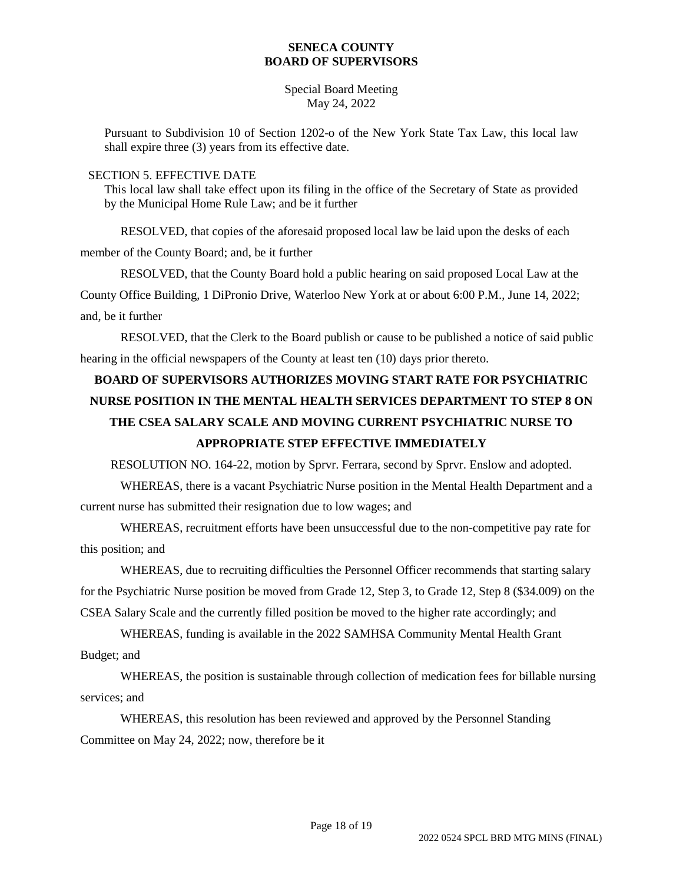Pursuant to Subdivision 10 of Section 1202-o of the New York State Tax Law, this local law shall expire three (3) years from its effective date.

SECTION 5. EFFECTIVE DATE

This local law shall take effect upon its filing in the office of the Secretary of State as provided by the Municipal Home Rule Law; and be it further

RESOLVED, that copies of the aforesaid proposed local law be laid upon the desks of each member of the County Board; and, be it further

RESOLVED, that the County Board hold a public hearing on said proposed Local Law at the County Office Building, 1 DiPronio Drive, Waterloo New York at or about 6:00 P.M., June 14, 2022; and, be it further

RESOLVED, that the Clerk to the Board publish or cause to be published a notice of said public hearing in the official newspapers of the County at least ten (10) days prior thereto.

**BOARD OF SUPERVISORS AUTHORIZES MOVING START RATE FOR PSYCHIATRIC NURSE POSITION IN THE MENTAL HEALTH SERVICES DEPARTMENT TO STEP 8 ON THE CSEA SALARY SCALE AND MOVING CURRENT PSYCHIATRIC NURSE TO APPROPRIATE STEP EFFECTIVE IMMEDIATELY**

RESOLUTION NO. 164-22, motion by Sprvr. Ferrara, second by Sprvr. Enslow and adopted.

WHEREAS, there is a vacant Psychiatric Nurse position in the Mental Health Department and a current nurse has submitted their resignation due to low wages; and

WHEREAS, recruitment efforts have been unsuccessful due to the non-competitive pay rate for this position; and

WHEREAS, due to recruiting difficulties the Personnel Officer recommends that starting salary for the Psychiatric Nurse position be moved from Grade 12, Step 3, to Grade 12, Step 8 ($34.009) on the CSEA Salary Scale and the currently filled position be moved to the higher rate accordingly; and

WHEREAS, funding is available in the 2022 SAMHSA Community Mental Health Grant Budget; and

WHEREAS, the position is sustainable through collection of medication fees for billable nursing services; and

WHEREAS, this resolution has been reviewed and approved by the Personnel Standing Committee on May 24, 2022; now, therefore be it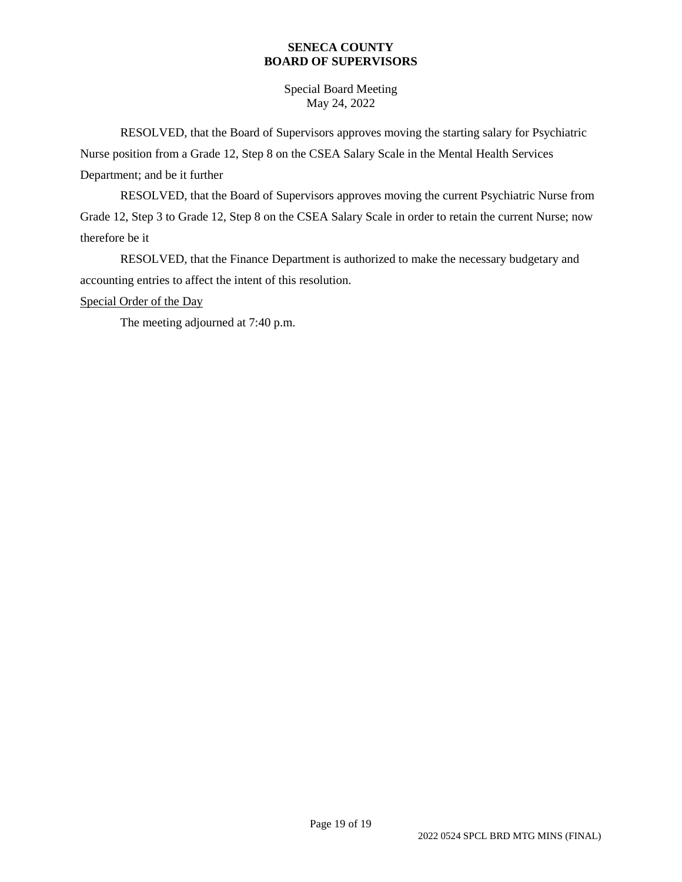RESOLVED, that the Board of Supervisors approves moving the starting salary for Psychiatric Nurse position from a Grade 12, Step 8 on the CSEA Salary Scale in the Mental Health Services Department; and be it further

RESOLVED, that the Board of Supervisors approves moving the current Psychiatric Nurse from Grade 12, Step 3 to Grade 12, Step 8 on the CSEA Salary Scale in order to retain the current Nurse; now therefore be it

RESOLVED, that the Finance Department is authorized to make the necessary budgetary and accounting entries to affect the intent of this resolution.

Special Order of the Day

The meeting adjourned at 7:40 p.m.